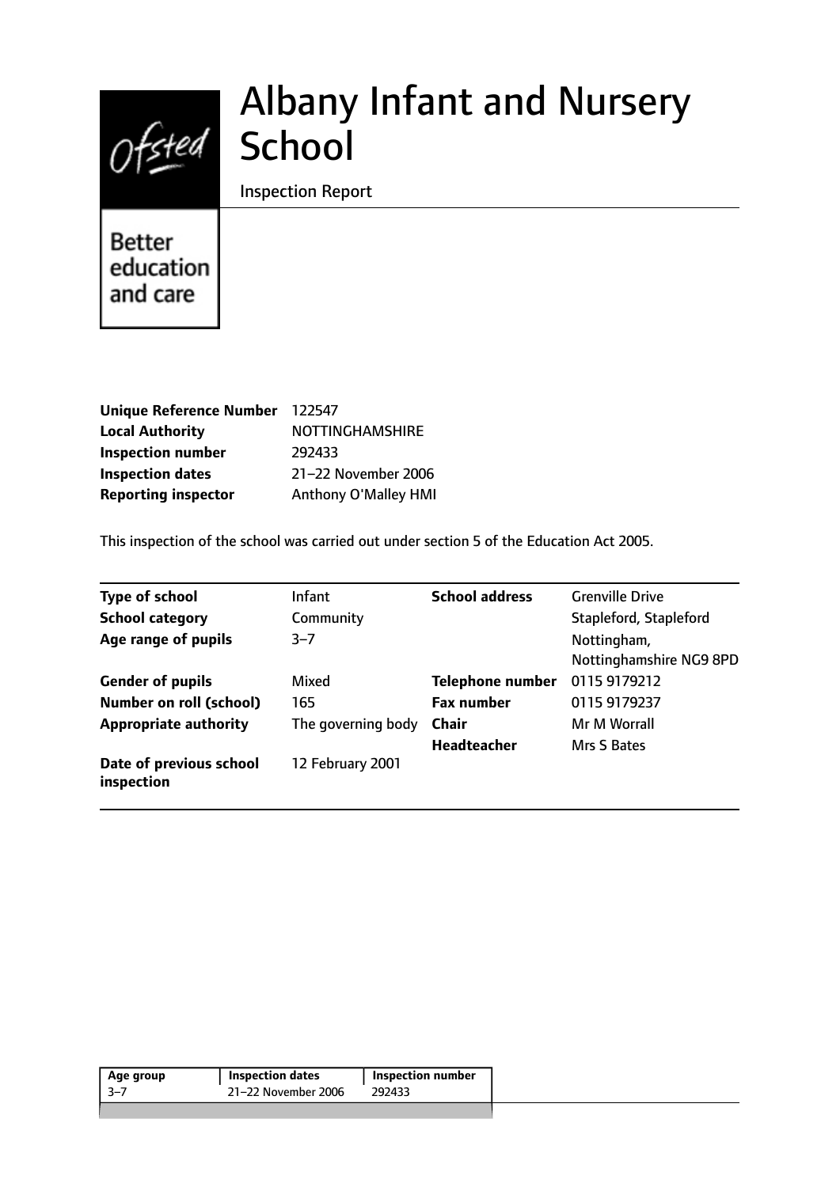# Albany Infant and Nursery School

Inspection Report

Better education and care

| | |
|---|---|
| **Unique Reference Number** | 122547 |
| **Local Authority** | NOTTINGHAMSHIRE |
| **Inspection number** | 292433 |
| **Inspection dates** | 21–22 November 2006 |
| **Reporting inspector** | Anthony O'Malley HMI |

This inspection of the school was carried out under section 5 of the Education Act 2005.

| | | | |
|---|---|---|---|
| **Type of school** | Infant | **School address** | Grenville Drive |
| **School category** | Community | | Stapleford, Stapleford |
| **Age range of pupils** | 3–7 | | Nottingham, Nottinghamshire NG9 8PD |
| **Gender of pupils** | Mixed | **Telephone number** | 0115 9179212 |
| **Number on roll (school)** | 165 | **Fax number** | 0115 9179237 |
| **Appropriate authority** | The governing body | **Chair** | Mr M Worrall |
| | | **Headteacher** | Mrs S Bates |
| **Date of previous school inspection** | 12 February 2001 | | |

| Age group | Inspection dates | Inspection number |
|---|---|---|
| 3–7 | 21–22 November 2006 | 292433 |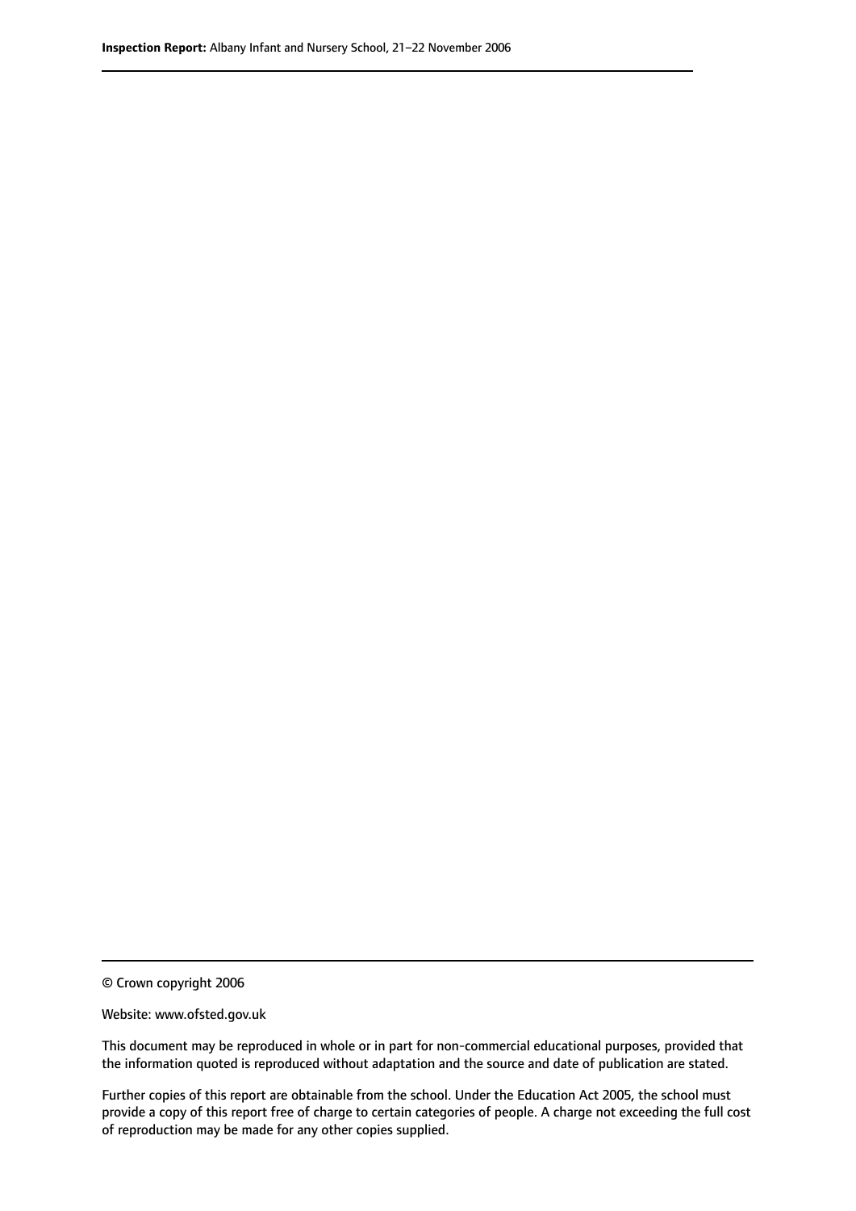© Crown copyright 2006

Website: www.ofsted.gov.uk

This document may be reproduced in whole or in part for non-commercial educational purposes, provided that the information quoted is reproduced without adaptation and the source and date of publication are stated.

Further copies of this report are obtainable from the school. Under the Education Act 2005, the school must provide a copy of this report free of charge to certain categories of people. A charge not exceeding the full cost of reproduction may be made for any other copies supplied.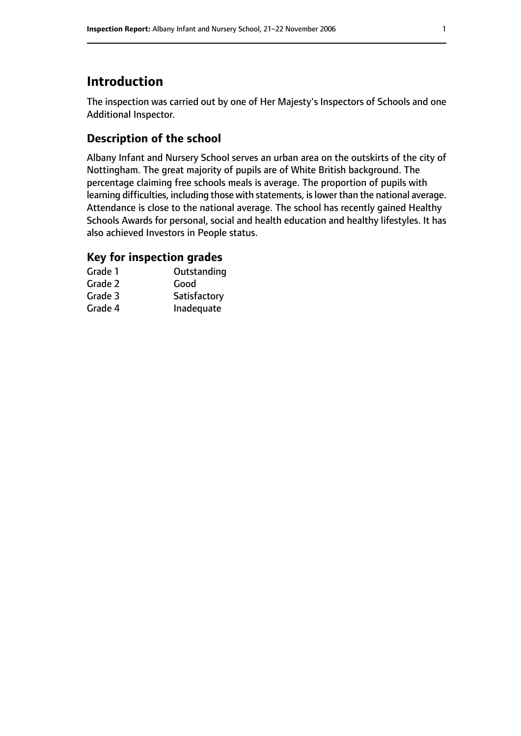# Introduction

The inspection was carried out by one of Her Majesty's Inspectors of Schools and one Additional Inspector.

## Description of the school

Albany Infant and Nursery School serves an urban area on the outskirts of the city of Nottingham. The great majority of pupils are of White British background. The percentage claiming free schools meals is average. The proportion of pupils with learning difficulties, including those with statements, is lower than the national average. Attendance is close to the national average. The school has recently gained Healthy Schools Awards for personal, social and health education and healthy lifestyles. It has also achieved Investors in People status.

## Key for inspection grades

| | |
|---|---|
| Grade 1 | Outstanding |
| Grade 2 | Good |
| Grade 3 | Satisfactory |
| Grade 4 | Inadequate |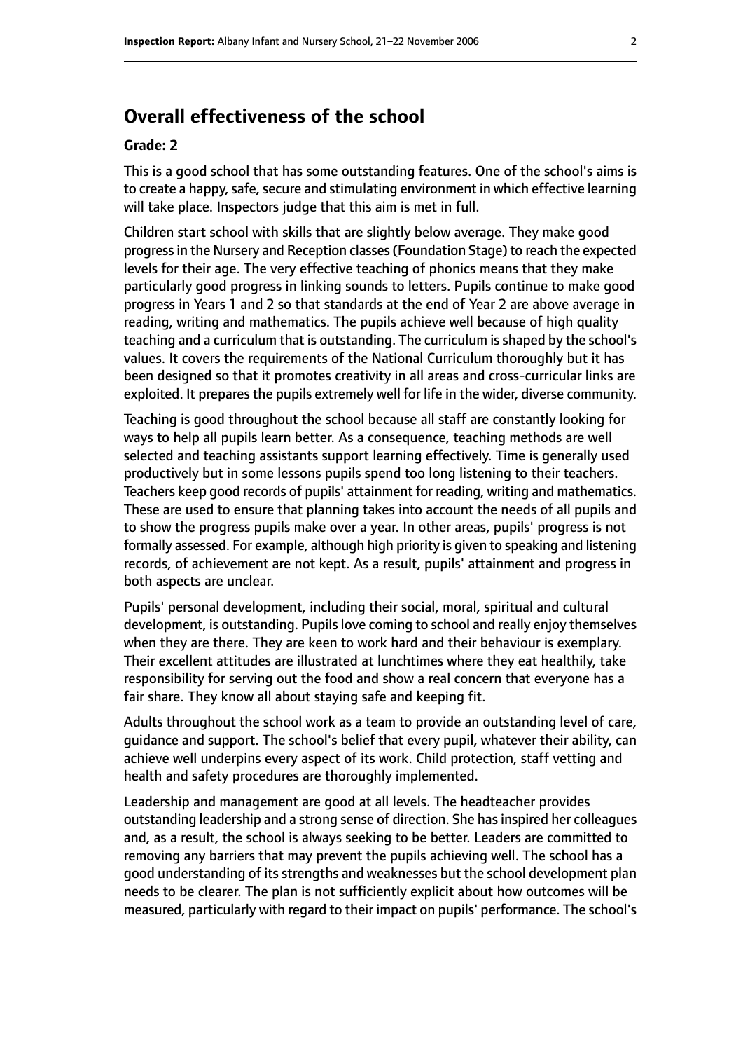## Overall effectiveness of the school

### Grade: 2

This is a good school that has some outstanding features. One of the school's aims is to create a happy, safe, secure and stimulating environment in which effective learning will take place. Inspectors judge that this aim is met in full.

Children start school with skills that are slightly below average. They make good progress in the Nursery and Reception classes (Foundation Stage) to reach the expected levels for their age. The very effective teaching of phonics means that they make particularly good progress in linking sounds to letters. Pupils continue to make good progress in Years 1 and 2 so that standards at the end of Year 2 are above average in reading, writing and mathematics. The pupils achieve well because of high quality teaching and a curriculum that is outstanding. The curriculum is shaped by the school's values. It covers the requirements of the National Curriculum thoroughly but it has been designed so that it promotes creativity in all areas and cross-curricular links are exploited. It prepares the pupils extremely well for life in the wider, diverse community.

Teaching is good throughout the school because all staff are constantly looking for ways to help all pupils learn better. As a consequence, teaching methods are well selected and teaching assistants support learning effectively. Time is generally used productively but in some lessons pupils spend too long listening to their teachers. Teachers keep good records of pupils' attainment for reading, writing and mathematics. These are used to ensure that planning takes into account the needs of all pupils and to show the progress pupils make over a year. In other areas, pupils' progress is not formally assessed. For example, although high priority is given to speaking and listening records, of achievement are not kept. As a result, pupils' attainment and progress in both aspects are unclear.

Pupils' personal development, including their social, moral, spiritual and cultural development, is outstanding. Pupils love coming to school and really enjoy themselves when they are there. They are keen to work hard and their behaviour is exemplary. Their excellent attitudes are illustrated at lunchtimes where they eat healthily, take responsibility for serving out the food and show a real concern that everyone has a fair share. They know all about staying safe and keeping fit.

Adults throughout the school work as a team to provide an outstanding level of care, guidance and support. The school's belief that every pupil, whatever their ability, can achieve well underpins every aspect of its work. Child protection, staff vetting and health and safety procedures are thoroughly implemented.

Leadership and management are good at all levels. The headteacher provides outstanding leadership and a strong sense of direction. She has inspired her colleagues and, as a result, the school is always seeking to be better. Leaders are committed to removing any barriers that may prevent the pupils achieving well. The school has a good understanding of its strengths and weaknesses but the school development plan needs to be clearer. The plan is not sufficiently explicit about how outcomes will be measured, particularly with regard to their impact on pupils' performance. The school's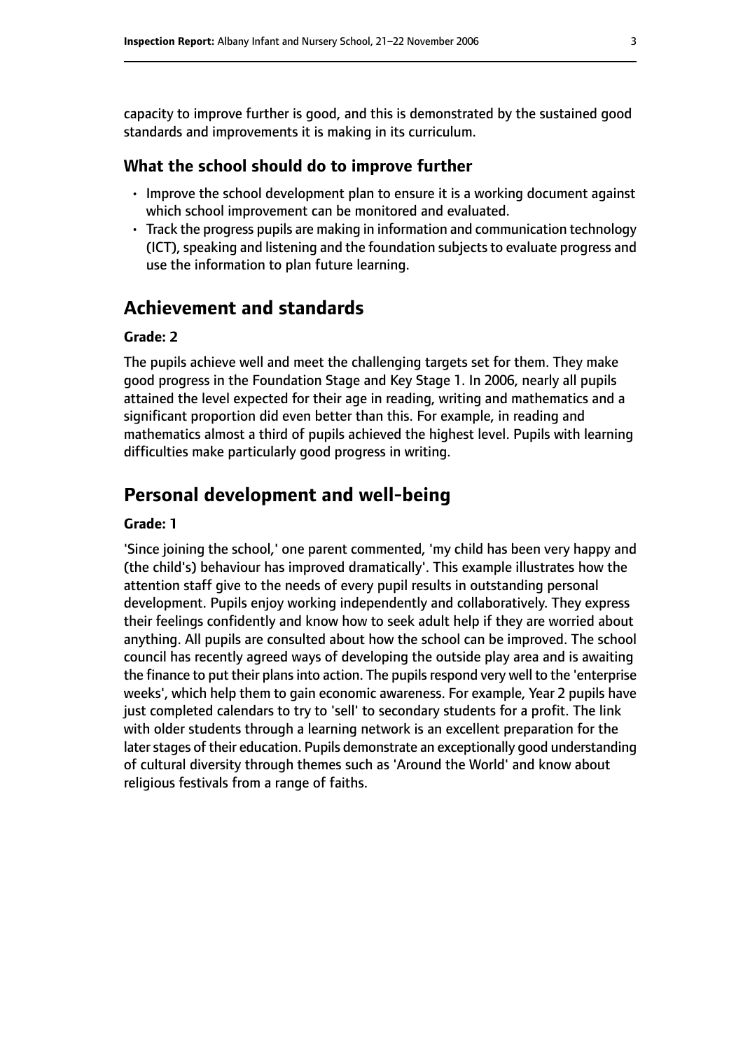capacity to improve further is good, and this is demonstrated by the sustained good standards and improvements it is making in its curriculum.

### What the school should do to improve further

- Improve the school development plan to ensure it is a working document against which school improvement can be monitored and evaluated.
- Track the progress pupils are making in information and communication technology (ICT), speaking and listening and the foundation subjects to evaluate progress and use the information to plan future learning.

## Achievement and standards

#### Grade: 2

The pupils achieve well and meet the challenging targets set for them. They make good progress in the Foundation Stage and Key Stage 1. In 2006, nearly all pupils attained the level expected for their age in reading, writing and mathematics and a significant proportion did even better than this. For example, in reading and mathematics almost a third of pupils achieved the highest level. Pupils with learning difficulties make particularly good progress in writing.

## Personal development and well-being

#### Grade: 1

'Since joining the school,' one parent commented, 'my child has been very happy and (the child's) behaviour has improved dramatically'. This example illustrates how the attention staff give to the needs of every pupil results in outstanding personal development. Pupils enjoy working independently and collaboratively. They express their feelings confidently and know how to seek adult help if they are worried about anything. All pupils are consulted about how the school can be improved. The school council has recently agreed ways of developing the outside play area and is awaiting the finance to put their plans into action. The pupils respond very well to the 'enterprise weeks', which help them to gain economic awareness. For example, Year 2 pupils have just completed calendars to try to 'sell' to secondary students for a profit. The link with older students through a learning network is an excellent preparation for the later stages of their education. Pupils demonstrate an exceptionally good understanding of cultural diversity through themes such as 'Around the World' and know about religious festivals from a range of faiths.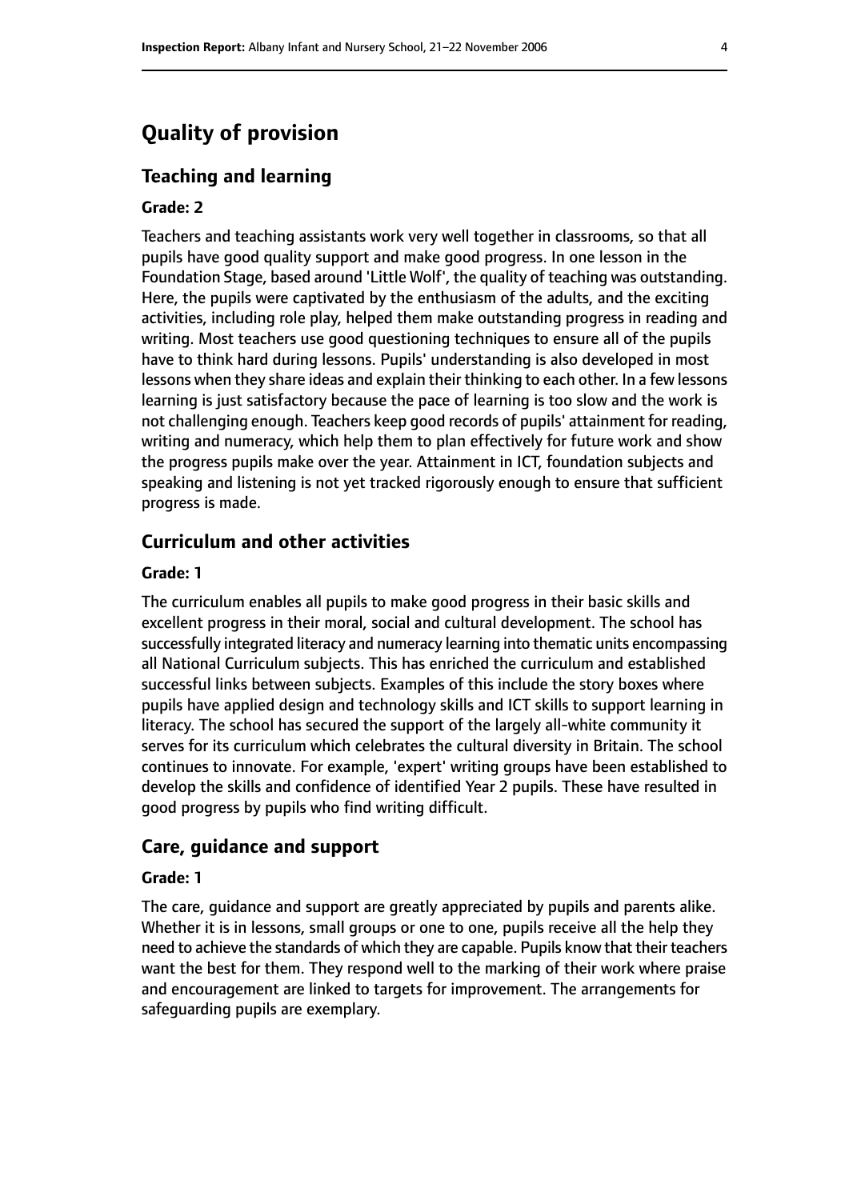# Quality of provision

## Teaching and learning

### Grade: 2

Teachers and teaching assistants work very well together in classrooms, so that all pupils have good quality support and make good progress. In one lesson in the Foundation Stage, based around 'Little Wolf', the quality of teaching was outstanding. Here, the pupils were captivated by the enthusiasm of the adults, and the exciting activities, including role play, helped them make outstanding progress in reading and writing. Most teachers use good questioning techniques to ensure all of the pupils have to think hard during lessons. Pupils' understanding is also developed in most lessons when they share ideas and explain their thinking to each other. In a few lessons learning is just satisfactory because the pace of learning is too slow and the work is not challenging enough. Teachers keep good records of pupils' attainment for reading, writing and numeracy, which help them to plan effectively for future work and show the progress pupils make over the year. Attainment in ICT, foundation subjects and speaking and listening is not yet tracked rigorously enough to ensure that sufficient progress is made.

## Curriculum and other activities

### Grade: 1

The curriculum enables all pupils to make good progress in their basic skills and excellent progress in their moral, social and cultural development. The school has successfully integrated literacy and numeracy learning into thematic units encompassing all National Curriculum subjects. This has enriched the curriculum and established successful links between subjects. Examples of this include the story boxes where pupils have applied design and technology skills and ICT skills to support learning in literacy. The school has secured the support of the largely all-white community it serves for its curriculum which celebrates the cultural diversity in Britain. The school continues to innovate. For example, 'expert' writing groups have been established to develop the skills and confidence of identified Year 2 pupils. These have resulted in good progress by pupils who find writing difficult.

## Care, guidance and support

### Grade: 1

The care, guidance and support are greatly appreciated by pupils and parents alike. Whether it is in lessons, small groups or one to one, pupils receive all the help they need to achieve the standards of which they are capable. Pupils know that their teachers want the best for them. They respond well to the marking of their work where praise and encouragement are linked to targets for improvement. The arrangements for safeguarding pupils are exemplary.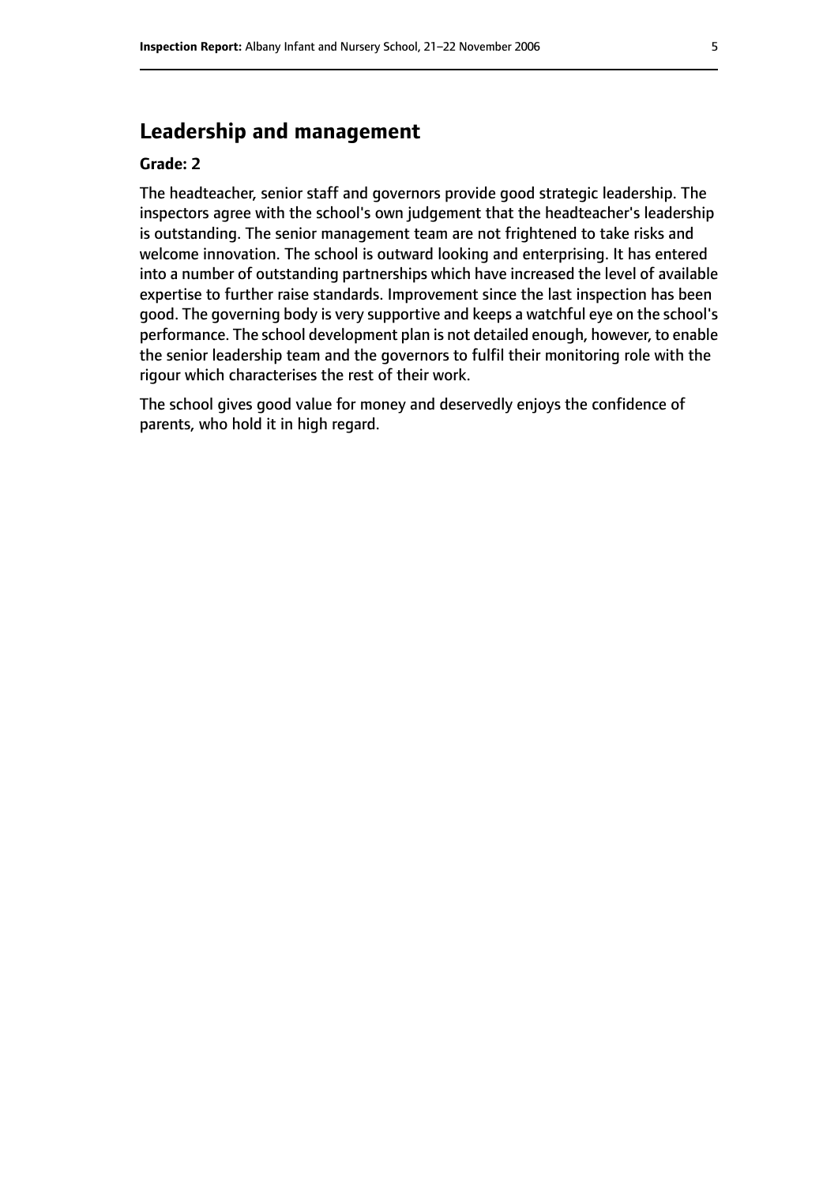## Leadership and management

**Grade: 2**

The headteacher, senior staff and governors provide good strategic leadership. The inspectors agree with the school's own judgement that the headteacher's leadership is outstanding. The senior management team are not frightened to take risks and welcome innovation. The school is outward looking and enterprising. It has entered into a number of outstanding partnerships which have increased the level of available expertise to further raise standards. Improvement since the last inspection has been good. The governing body is very supportive and keeps a watchful eye on the school's performance. The school development plan is not detailed enough, however, to enable the senior leadership team and the governors to fulfil their monitoring role with the rigour which characterises the rest of their work.

The school gives good value for money and deservedly enjoys the confidence of parents, who hold it in high regard.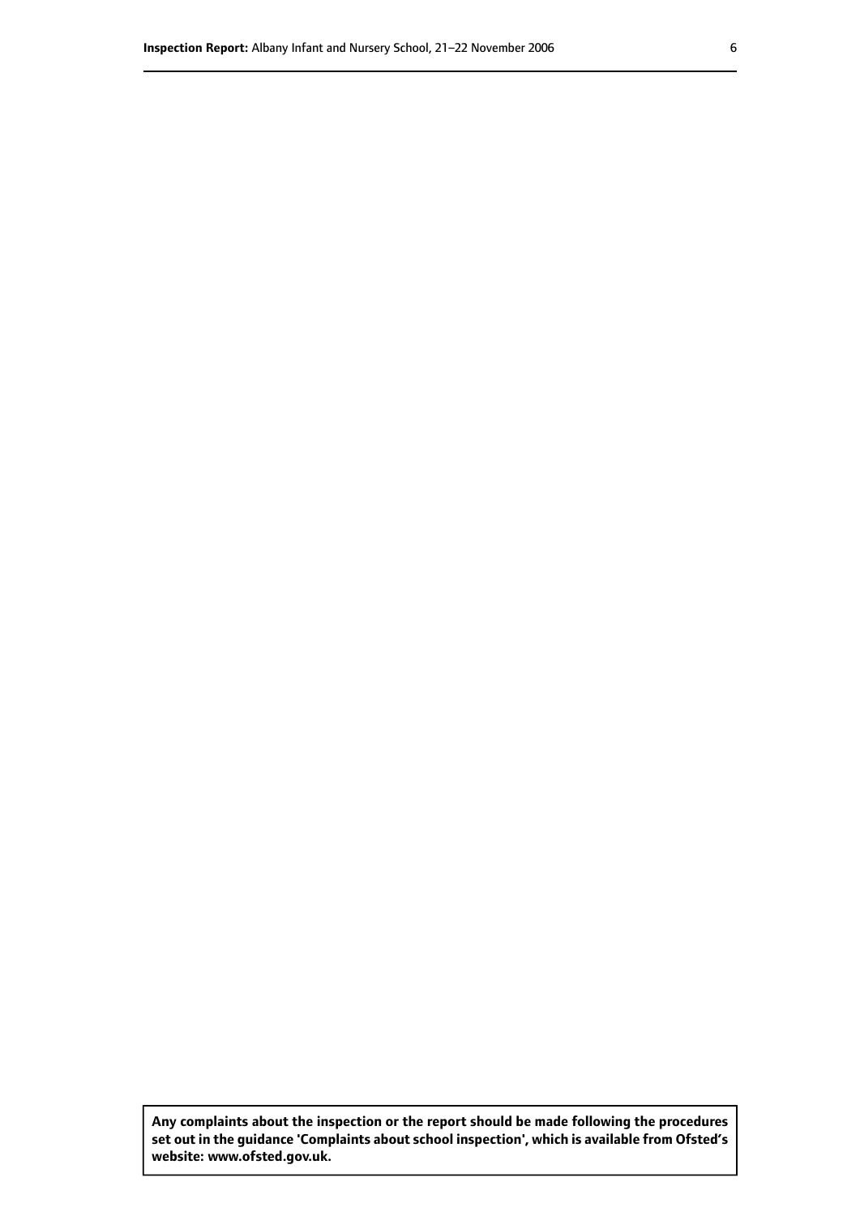**Any complaints about the inspection or the report should be made following the procedures set out in the guidance 'Complaints about school inspection', which is available from Ofsted's website: www.ofsted.gov.uk.**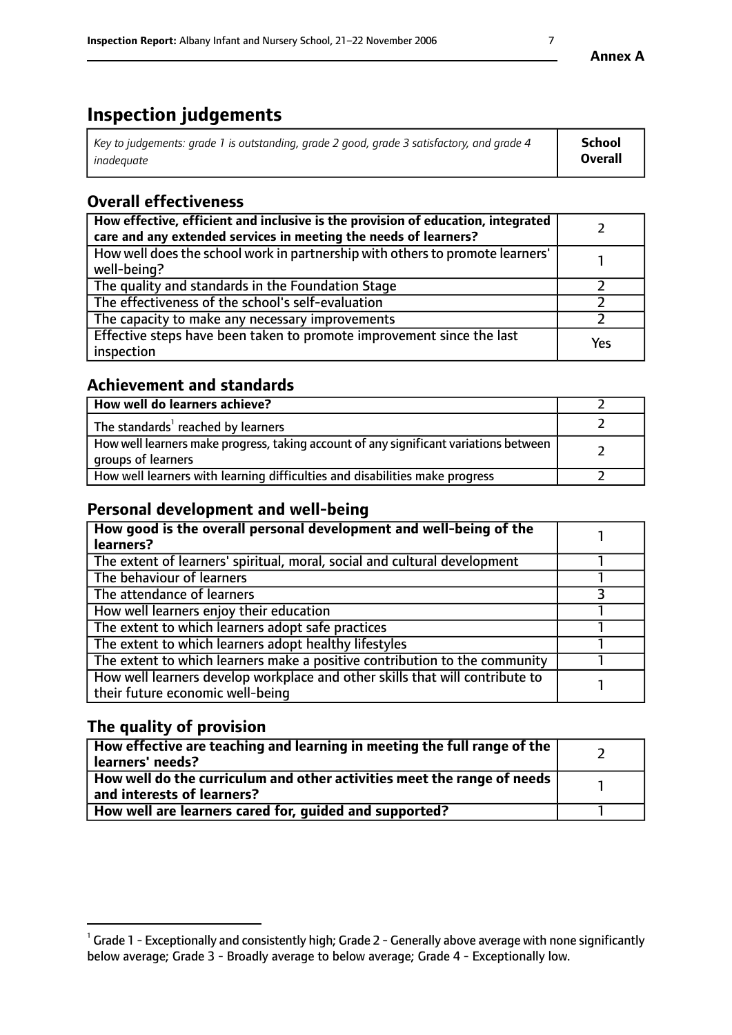# Inspection judgements

| *Key to judgements: grade 1 is outstanding, grade 2 good, grade 3 satisfactory, and grade 4 inadequate* | **School Overall** |
|---|---|

## Overall effectiveness

| | |
|---|---|
| **How effective, efficient and inclusive is the provision of education, integrated care and any extended services in meeting the needs of learners?** | 2 |
| How well does the school work in partnership with others to promote learners' well-being? | 1 |
| The quality and standards in the Foundation Stage | 2 |
| The effectiveness of the school's self-evaluation | 2 |
| The capacity to make any necessary improvements | 2 |
| Effective steps have been taken to promote improvement since the last inspection | Yes |

## Achievement and standards

| | |
|---|---|
| **How well do learners achieve?** | 2 |
| The standards[1] reached by learners | 2 |
| How well learners make progress, taking account of any significant variations between groups of learners | 2 |
| How well learners with learning difficulties and disabilities make progress | 2 |

## Personal development and well-being

| | |
|---|---|
| **How good is the overall personal development and well-being of the learners?** | 1 |
| The extent of learners' spiritual, moral, social and cultural development | 1 |
| The behaviour of learners | 1 |
| The attendance of learners | 3 |
| How well learners enjoy their education | 1 |
| The extent to which learners adopt safe practices | 1 |
| The extent to which learners adopt healthy lifestyles | 1 |
| The extent to which learners make a positive contribution to the community | 1 |
| How well learners develop workplace and other skills that will contribute to their future economic well-being | 1 |

## The quality of provision

| | |
|---|---|
| **How effective are teaching and learning in meeting the full range of the learners' needs?** | 2 |
| **How well do the curriculum and other activities meet the range of needs and interests of learners?** | 1 |
| **How well are learners cared for, guided and supported?** | 1 |

[1] Grade 1 - Exceptionally and consistently high; Grade 2 - Generally above average with none significantly below average; Grade 3 - Broadly average to below average; Grade 4 - Exceptionally low.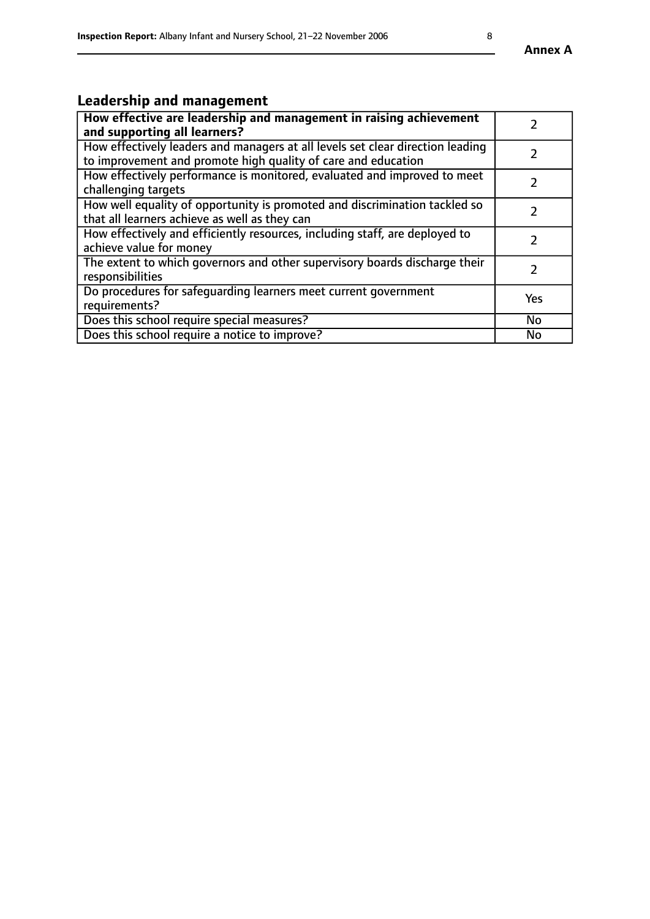## Leadership and management

| How effective are leadership and management in raising achievement and supporting all learners? | 2 |
| --- | --- |
| How effectively leaders and managers at all levels set clear direction leading to improvement and promote high quality of care and education | 2 |
| How effectively performance is monitored, evaluated and improved to meet challenging targets | 2 |
| How well equality of opportunity is promoted and discrimination tackled so that all learners achieve as well as they can | 2 |
| How effectively and efficiently resources, including staff, are deployed to achieve value for money | 2 |
| The extent to which governors and other supervisory boards discharge their responsibilities | 2 |
| Do procedures for safeguarding learners meet current government requirements? | Yes |
| Does this school require special measures? | No |
| Does this school require a notice to improve? | No |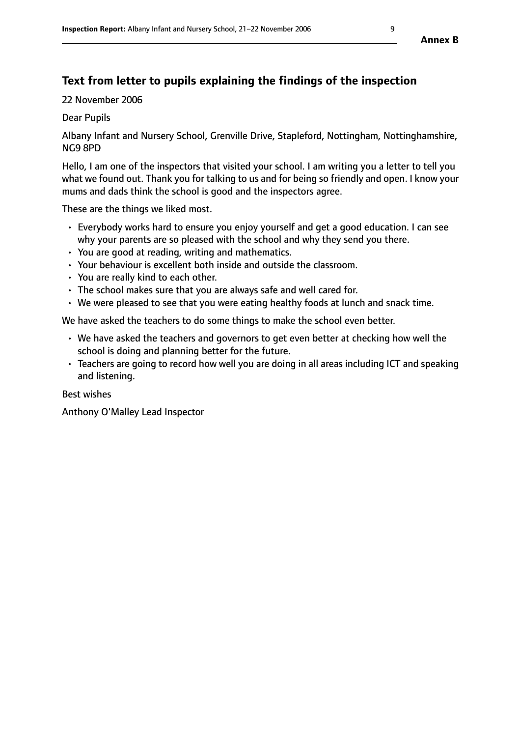## Text from letter to pupils explaining the findings of the inspection

22 November 2006

Dear Pupils

Albany Infant and Nursery School, Grenville Drive, Stapleford, Nottingham, Nottinghamshire, NG9 8PD

Hello, I am one of the inspectors that visited your school. I am writing you a letter to tell you what we found out. Thank you for talking to us and for being so friendly and open. I know your mums and dads think the school is good and the inspectors agree.

These are the things we liked most.

- Everybody works hard to ensure you enjoy yourself and get a good education. I can see why your parents are so pleased with the school and why they send you there.
- You are good at reading, writing and mathematics.
- Your behaviour is excellent both inside and outside the classroom.
- You are really kind to each other.
- The school makes sure that you are always safe and well cared for.
- We were pleased to see that you were eating healthy foods at lunch and snack time.

We have asked the teachers to do some things to make the school even better.

- We have asked the teachers and governors to get even better at checking how well the school is doing and planning better for the future.
- Teachers are going to record how well you are doing in all areas including ICT and speaking and listening.

Best wishes

Anthony O'Malley Lead Inspector